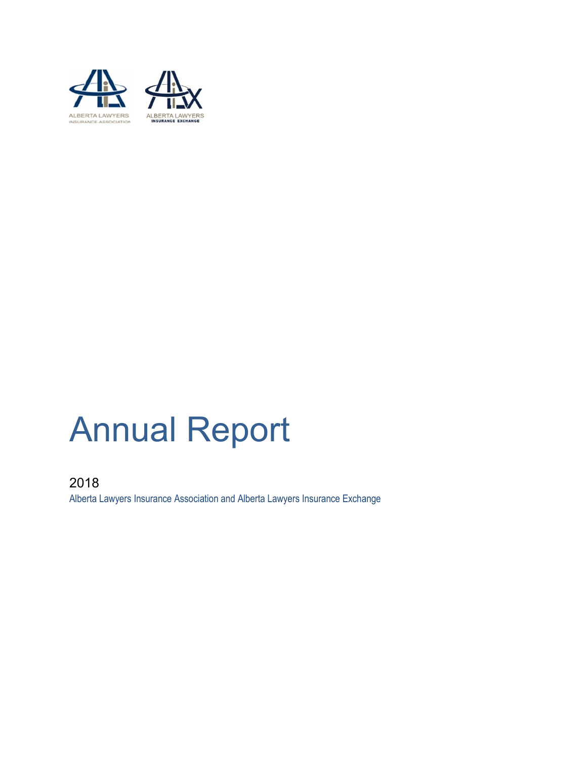ALBERTA LAWYERS INSURANCE ASSOCIATION

ALBERTA LAWYERS INSURANCE EXCHANGE

# Annual Report

2018

Alberta Lawyers Insurance Association and Alberta Lawyers Insurance Exchange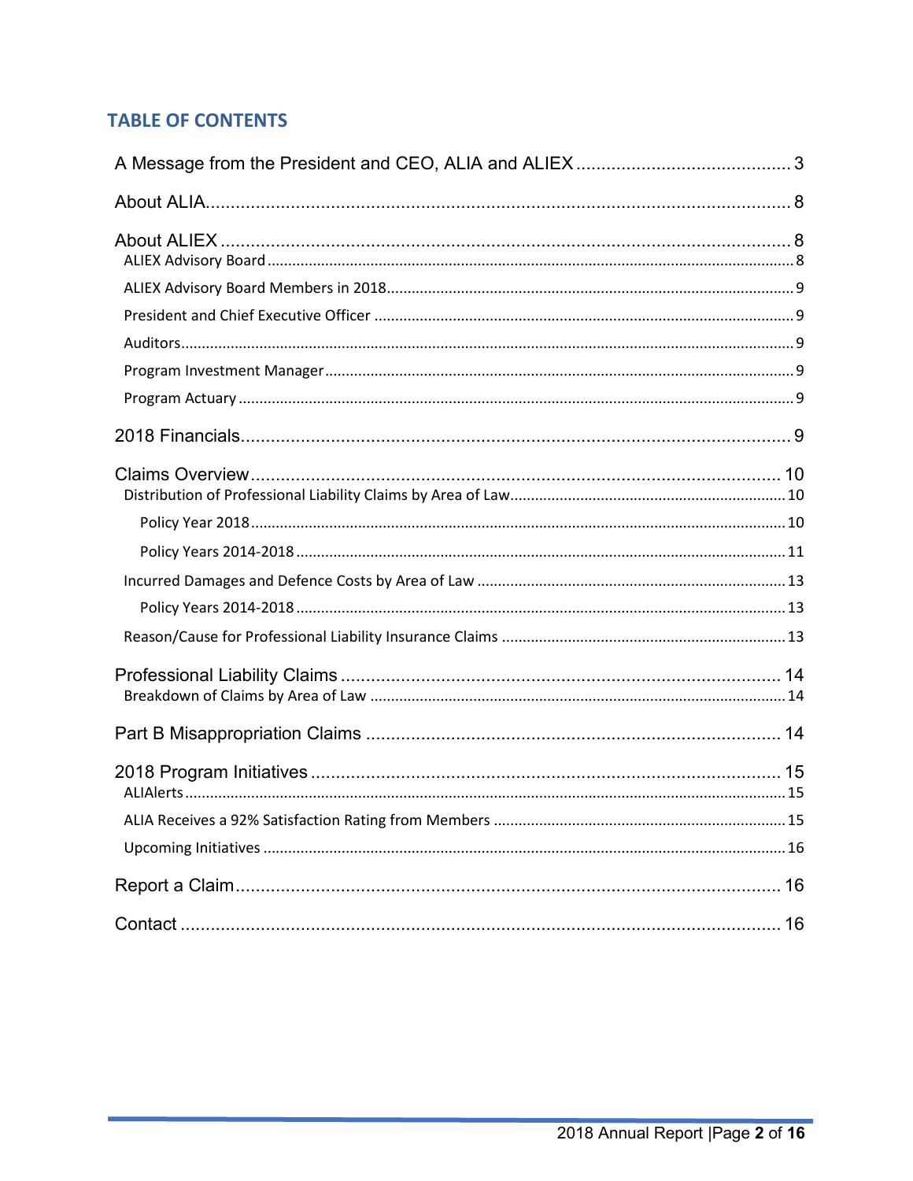## TABLE OF CONTENTS

A Message from the President and CEO, ALIA and ALIEX ..... 3

About ALIA..... 8

About ALIEX ..... 8
- ALIEX Advisory Board ..... 8
- ALIEX Advisory Board Members in 2018..... 9
- President and Chief Executive Officer ..... 9
- Auditors..... 9
- Program Investment Manager..... 9
- Program Actuary ..... 9

2018 Financials..... 9

Claims Overview..... 10
- Distribution of Professional Liability Claims by Area of Law..... 10
  - Policy Year 2018..... 10
  - Policy Years 2014-2018 ..... 11
- Incurred Damages and Defence Costs by Area of Law ..... 13
  - Policy Years 2014-2018 ..... 13
- Reason/Cause for Professional Liability Insurance Claims ..... 13

Professional Liability Claims ..... 14
- Breakdown of Claims by Area of Law ..... 14

Part B Misappropriation Claims ..... 14

2018 Program Initiatives ..... 15
- ALIAlerts..... 15
- ALIA Receives a 92% Satisfaction Rating from Members ..... 15
- Upcoming Initiatives ..... 16

Report a Claim..... 16

Contact ..... 16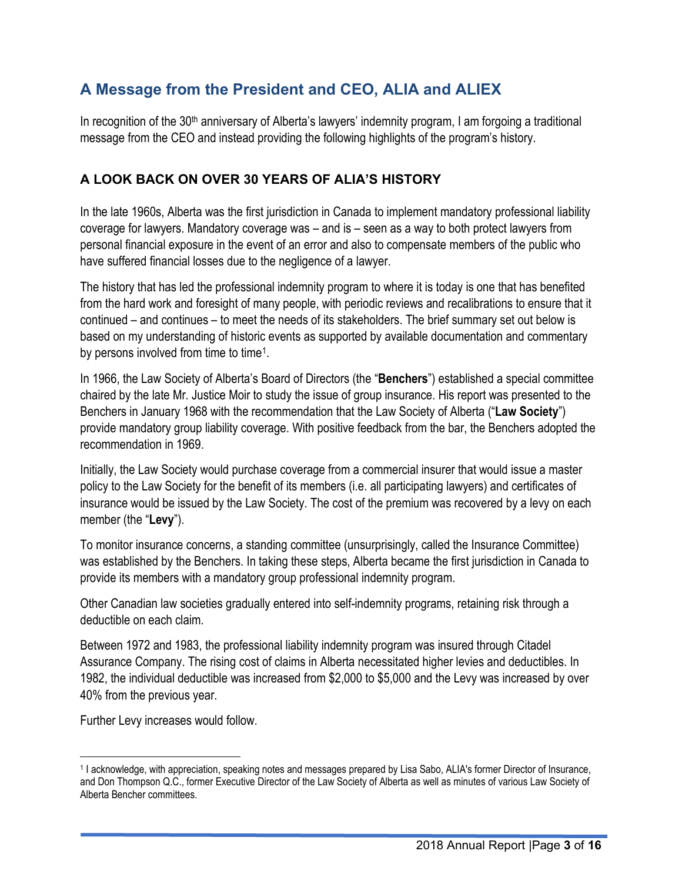## A Message from the President and CEO, ALIA and ALIEX

In recognition of the 30th anniversary of Alberta's lawyers' indemnity program, I am forgoing a traditional message from the CEO and instead providing the following highlights of the program's history.

### A LOOK BACK ON OVER 30 YEARS OF ALIA'S HISTORY

In the late 1960s, Alberta was the first jurisdiction in Canada to implement mandatory professional liability coverage for lawyers. Mandatory coverage was – and is – seen as a way to both protect lawyers from personal financial exposure in the event of an error and also to compensate members of the public who have suffered financial losses due to the negligence of a lawyer.

The history that has led the professional indemnity program to where it is today is one that has benefited from the hard work and foresight of many people, with periodic reviews and recalibrations to ensure that it continued – and continues – to meet the needs of its stakeholders. The brief summary set out below is based on my understanding of historic events as supported by available documentation and commentary by persons involved from time to time[1].

In 1966, the Law Society of Alberta's Board of Directors (the "**Benchers**") established a special committee chaired by the late Mr. Justice Moir to study the issue of group insurance. His report was presented to the Benchers in January 1968 with the recommendation that the Law Society of Alberta ("**Law Society**") provide mandatory group liability coverage. With positive feedback from the bar, the Benchers adopted the recommendation in 1969.

Initially, the Law Society would purchase coverage from a commercial insurer that would issue a master policy to the Law Society for the benefit of its members (i.e. all participating lawyers) and certificates of insurance would be issued by the Law Society. The cost of the premium was recovered by a levy on each member (the "**Levy**").

To monitor insurance concerns, a standing committee (unsurprisingly, called the Insurance Committee) was established by the Benchers. In taking these steps, Alberta became the first jurisdiction in Canada to provide its members with a mandatory group professional indemnity program.

Other Canadian law societies gradually entered into self-indemnity programs, retaining risk through a deductible on each claim.

Between 1972 and 1983, the professional liability indemnity program was insured through Citadel Assurance Company. The rising cost of claims in Alberta necessitated higher levies and deductibles. In 1982, the individual deductible was increased from $2,000 to $5,000 and the Levy was increased by over 40% from the previous year.

Further Levy increases would follow.

---

[1] I acknowledge, with appreciation, speaking notes and messages prepared by Lisa Sabo, ALIA's former Director of Insurance, and Don Thompson Q.C., former Executive Director of the Law Society of Alberta as well as minutes of various Law Society of Alberta Bencher committees.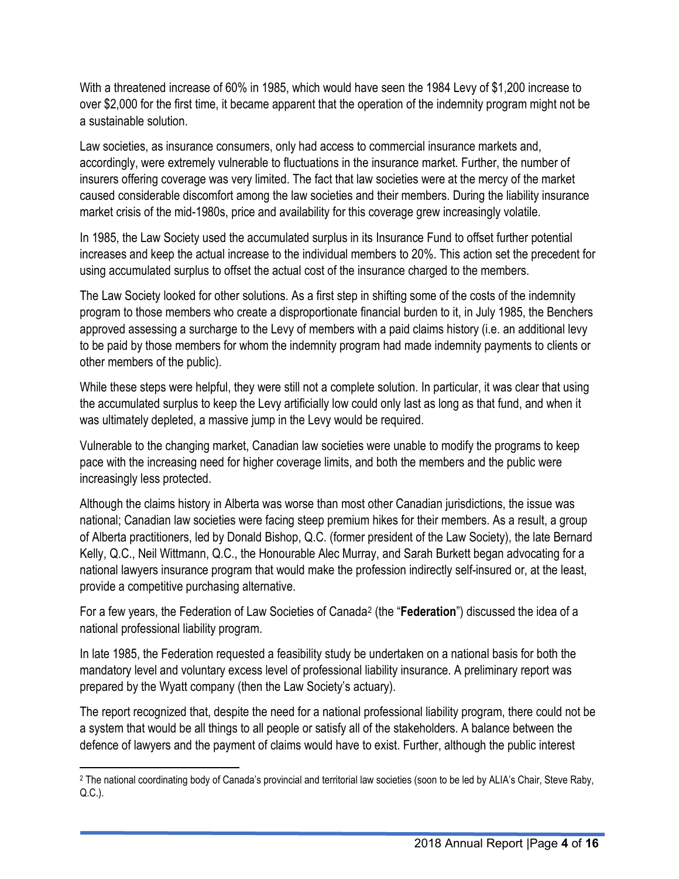With a threatened increase of 60% in 1985, which would have seen the 1984 Levy of $1,200 increase to over $2,000 for the first time, it became apparent that the operation of the indemnity program might not be a sustainable solution.

Law societies, as insurance consumers, only had access to commercial insurance markets and, accordingly, were extremely vulnerable to fluctuations in the insurance market. Further, the number of insurers offering coverage was very limited. The fact that law societies were at the mercy of the market caused considerable discomfort among the law societies and their members. During the liability insurance market crisis of the mid-1980s, price and availability for this coverage grew increasingly volatile.

In 1985, the Law Society used the accumulated surplus in its Insurance Fund to offset further potential increases and keep the actual increase to the individual members to 20%. This action set the precedent for using accumulated surplus to offset the actual cost of the insurance charged to the members.

The Law Society looked for other solutions. As a first step in shifting some of the costs of the indemnity program to those members who create a disproportionate financial burden to it, in July 1985, the Benchers approved assessing a surcharge to the Levy of members with a paid claims history (i.e. an additional levy to be paid by those members for whom the indemnity program had made indemnity payments to clients or other members of the public).

While these steps were helpful, they were still not a complete solution. In particular, it was clear that using the accumulated surplus to keep the Levy artificially low could only last as long as that fund, and when it was ultimately depleted, a massive jump in the Levy would be required.

Vulnerable to the changing market, Canadian law societies were unable to modify the programs to keep pace with the increasing need for higher coverage limits, and both the members and the public were increasingly less protected.

Although the claims history in Alberta was worse than most other Canadian jurisdictions, the issue was national; Canadian law societies were facing steep premium hikes for their members. As a result, a group of Alberta practitioners, led by Donald Bishop, Q.C. (former president of the Law Society), the late Bernard Kelly, Q.C., Neil Wittmann, Q.C., the Honourable Alec Murray, and Sarah Burkett began advocating for a national lawyers insurance program that would make the profession indirectly self-insured or, at the least, provide a competitive purchasing alternative.

For a few years, the Federation of Law Societies of Canada[2] (the "**Federation**") discussed the idea of a national professional liability program.

In late 1985, the Federation requested a feasibility study be undertaken on a national basis for both the mandatory level and voluntary excess level of professional liability insurance. A preliminary report was prepared by the Wyatt company (then the Law Society's actuary).

The report recognized that, despite the need for a national professional liability program, there could not be a system that would be all things to all people or satisfy all of the stakeholders. A balance between the defence of lawyers and the payment of claims would have to exist. Further, although the public interest

[2] The national coordinating body of Canada's provincial and territorial law societies (soon to be led by ALIA's Chair, Steve Raby, Q.C.).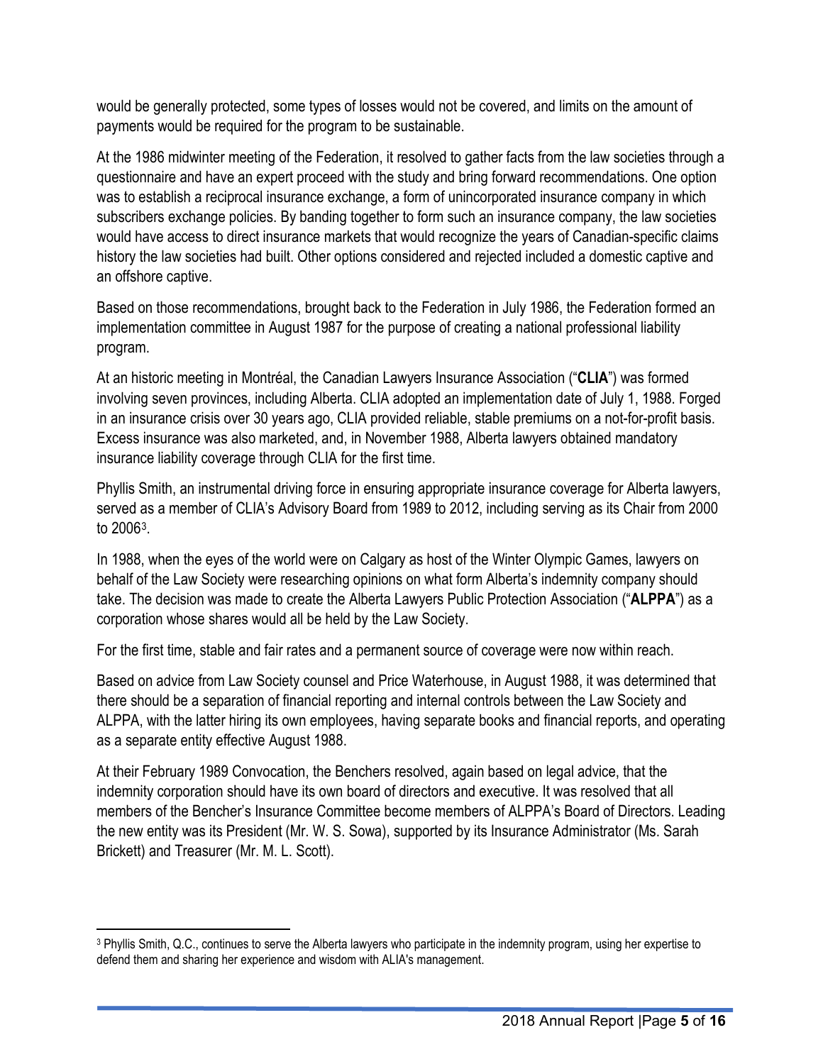would be generally protected, some types of losses would not be covered, and limits on the amount of payments would be required for the program to be sustainable.

At the 1986 midwinter meeting of the Federation, it resolved to gather facts from the law societies through a questionnaire and have an expert proceed with the study and bring forward recommendations. One option was to establish a reciprocal insurance exchange, a form of unincorporated insurance company in which subscribers exchange policies. By banding together to form such an insurance company, the law societies would have access to direct insurance markets that would recognize the years of Canadian-specific claims history the law societies had built. Other options considered and rejected included a domestic captive and an offshore captive.

Based on those recommendations, brought back to the Federation in July 1986, the Federation formed an implementation committee in August 1987 for the purpose of creating a national professional liability program.

At an historic meeting in Montréal, the Canadian Lawyers Insurance Association ("**CLIA**") was formed involving seven provinces, including Alberta. CLIA adopted an implementation date of July 1, 1988. Forged in an insurance crisis over 30 years ago, CLIA provided reliable, stable premiums on a not-for-profit basis. Excess insurance was also marketed, and, in November 1988, Alberta lawyers obtained mandatory insurance liability coverage through CLIA for the first time.

Phyllis Smith, an instrumental driving force in ensuring appropriate insurance coverage for Alberta lawyers, served as a member of CLIA's Advisory Board from 1989 to 2012, including serving as its Chair from 2000 to 2006[3].

In 1988, when the eyes of the world were on Calgary as host of the Winter Olympic Games, lawyers on behalf of the Law Society were researching opinions on what form Alberta's indemnity company should take. The decision was made to create the Alberta Lawyers Public Protection Association ("**ALPPA**") as a corporation whose shares would all be held by the Law Society.

For the first time, stable and fair rates and a permanent source of coverage were now within reach.

Based on advice from Law Society counsel and Price Waterhouse, in August 1988, it was determined that there should be a separation of financial reporting and internal controls between the Law Society and ALPPA, with the latter hiring its own employees, having separate books and financial reports, and operating as a separate entity effective August 1988.

At their February 1989 Convocation, the Benchers resolved, again based on legal advice, that the indemnity corporation should have its own board of directors and executive. It was resolved that all members of the Bencher's Insurance Committee become members of ALPPA's Board of Directors. Leading the new entity was its President (Mr. W. S. Sowa), supported by its Insurance Administrator (Ms. Sarah Brickett) and Treasurer (Mr. M. L. Scott).

[3] Phyllis Smith, Q.C., continues to serve the Alberta lawyers who participate in the indemnity program, using her expertise to defend them and sharing her experience and wisdom with ALIA's management.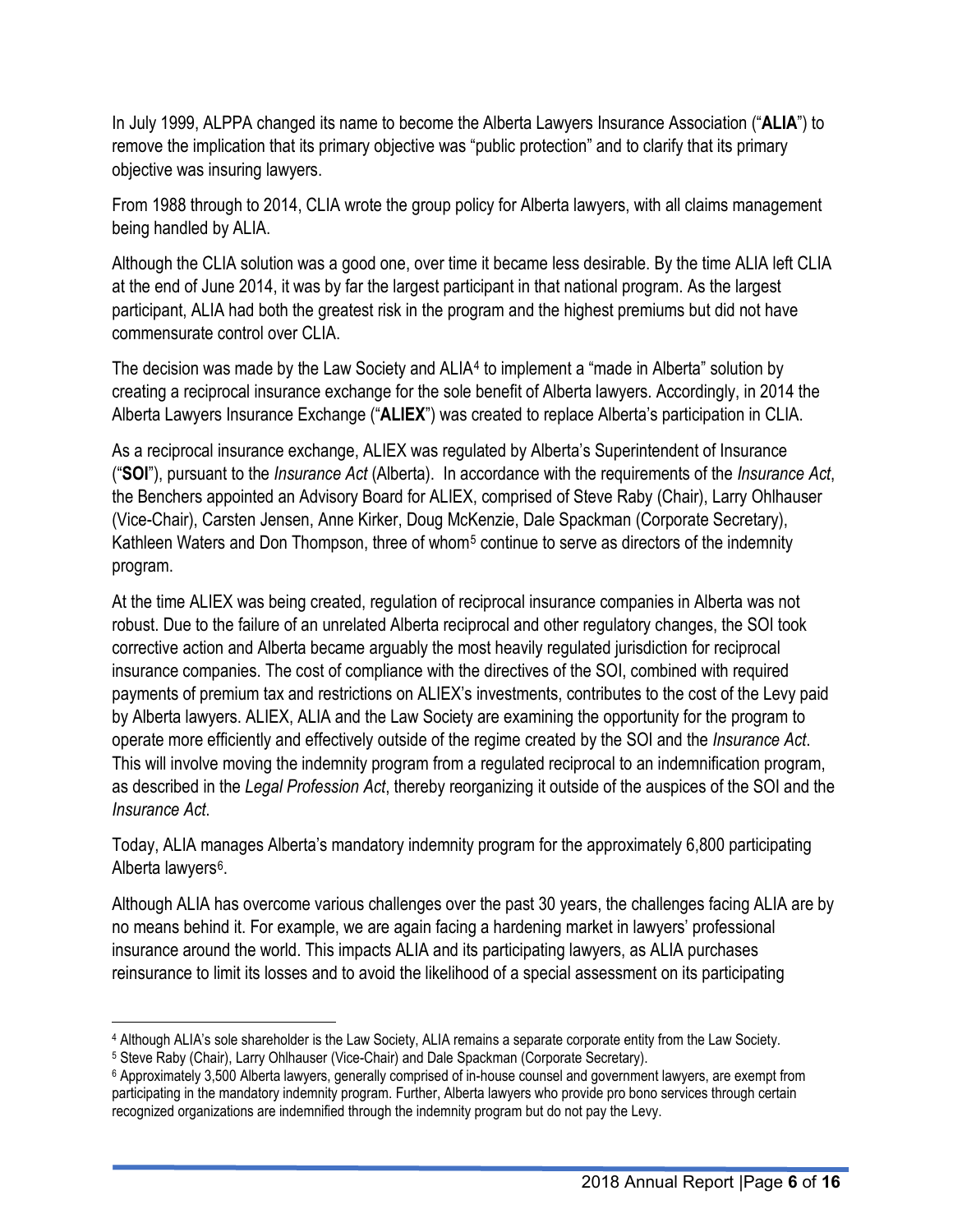In July 1999, ALPPA changed its name to become the Alberta Lawyers Insurance Association ("**ALIA**") to remove the implication that its primary objective was "public protection" and to clarify that its primary objective was insuring lawyers.

From 1988 through to 2014, CLIA wrote the group policy for Alberta lawyers, with all claims management being handled by ALIA.

Although the CLIA solution was a good one, over time it became less desirable. By the time ALIA left CLIA at the end of June 2014, it was by far the largest participant in that national program. As the largest participant, ALIA had both the greatest risk in the program and the highest premiums but did not have commensurate control over CLIA.

The decision was made by the Law Society and ALIA[4] to implement a "made in Alberta" solution by creating a reciprocal insurance exchange for the sole benefit of Alberta lawyers. Accordingly, in 2014 the Alberta Lawyers Insurance Exchange ("**ALIEX**") was created to replace Alberta's participation in CLIA.

As a reciprocal insurance exchange, ALIEX was regulated by Alberta's Superintendent of Insurance ("**SOI**"), pursuant to the *Insurance Act* (Alberta). In accordance with the requirements of the *Insurance Act*, the Benchers appointed an Advisory Board for ALIEX, comprised of Steve Raby (Chair), Larry Ohlhauser (Vice-Chair), Carsten Jensen, Anne Kirker, Doug McKenzie, Dale Spackman (Corporate Secretary), Kathleen Waters and Don Thompson, three of whom[5] continue to serve as directors of the indemnity program.

At the time ALIEX was being created, regulation of reciprocal insurance companies in Alberta was not robust. Due to the failure of an unrelated Alberta reciprocal and other regulatory changes, the SOI took corrective action and Alberta became arguably the most heavily regulated jurisdiction for reciprocal insurance companies. The cost of compliance with the directives of the SOI, combined with required payments of premium tax and restrictions on ALIEX's investments, contributes to the cost of the Levy paid by Alberta lawyers. ALIEX, ALIA and the Law Society are examining the opportunity for the program to operate more efficiently and effectively outside of the regime created by the SOI and the *Insurance Act*. This will involve moving the indemnity program from a regulated reciprocal to an indemnification program, as described in the *Legal Profession Act*, thereby reorganizing it outside of the auspices of the SOI and the *Insurance Act*.

Today, ALIA manages Alberta's mandatory indemnity program for the approximately 6,800 participating Alberta lawyers[6].

Although ALIA has overcome various challenges over the past 30 years, the challenges facing ALIA are by no means behind it. For example, we are again facing a hardening market in lawyers' professional insurance around the world. This impacts ALIA and its participating lawyers, as ALIA purchases reinsurance to limit its losses and to avoid the likelihood of a special assessment on its participating

---

[4] Although ALIA's sole shareholder is the Law Society, ALIA remains a separate corporate entity from the Law Society.

[5] Steve Raby (Chair), Larry Ohlhauser (Vice-Chair) and Dale Spackman (Corporate Secretary).

[6] Approximately 3,500 Alberta lawyers, generally comprised of in-house counsel and government lawyers, are exempt from participating in the mandatory indemnity program. Further, Alberta lawyers who provide pro bono services through certain recognized organizations are indemnified through the indemnity program but do not pay the Levy.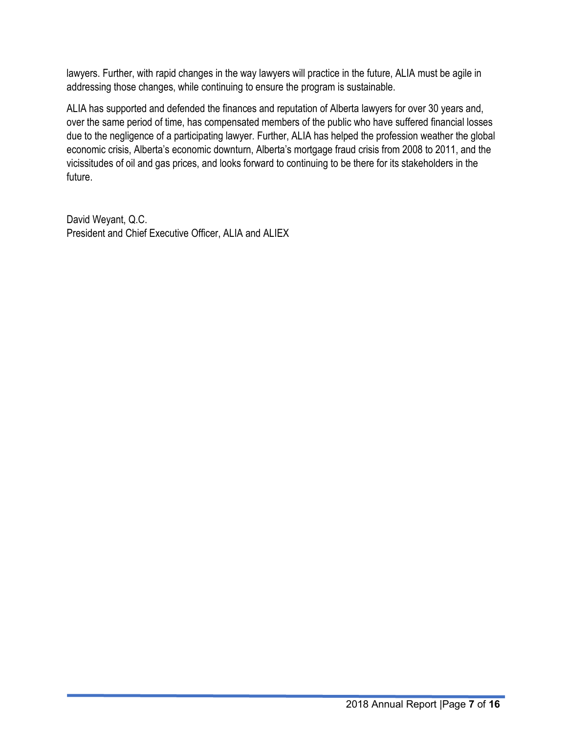lawyers. Further, with rapid changes in the way lawyers will practice in the future, ALIA must be agile in addressing those changes, while continuing to ensure the program is sustainable.

ALIA has supported and defended the finances and reputation of Alberta lawyers for over 30 years and, over the same period of time, has compensated members of the public who have suffered financial losses due to the negligence of a participating lawyer. Further, ALIA has helped the profession weather the global economic crisis, Alberta's economic downturn, Alberta's mortgage fraud crisis from 2008 to 2011, and the vicissitudes of oil and gas prices, and looks forward to continuing to be there for its stakeholders in the future.

David Weyant, Q.C.
President and Chief Executive Officer, ALIA and ALIEX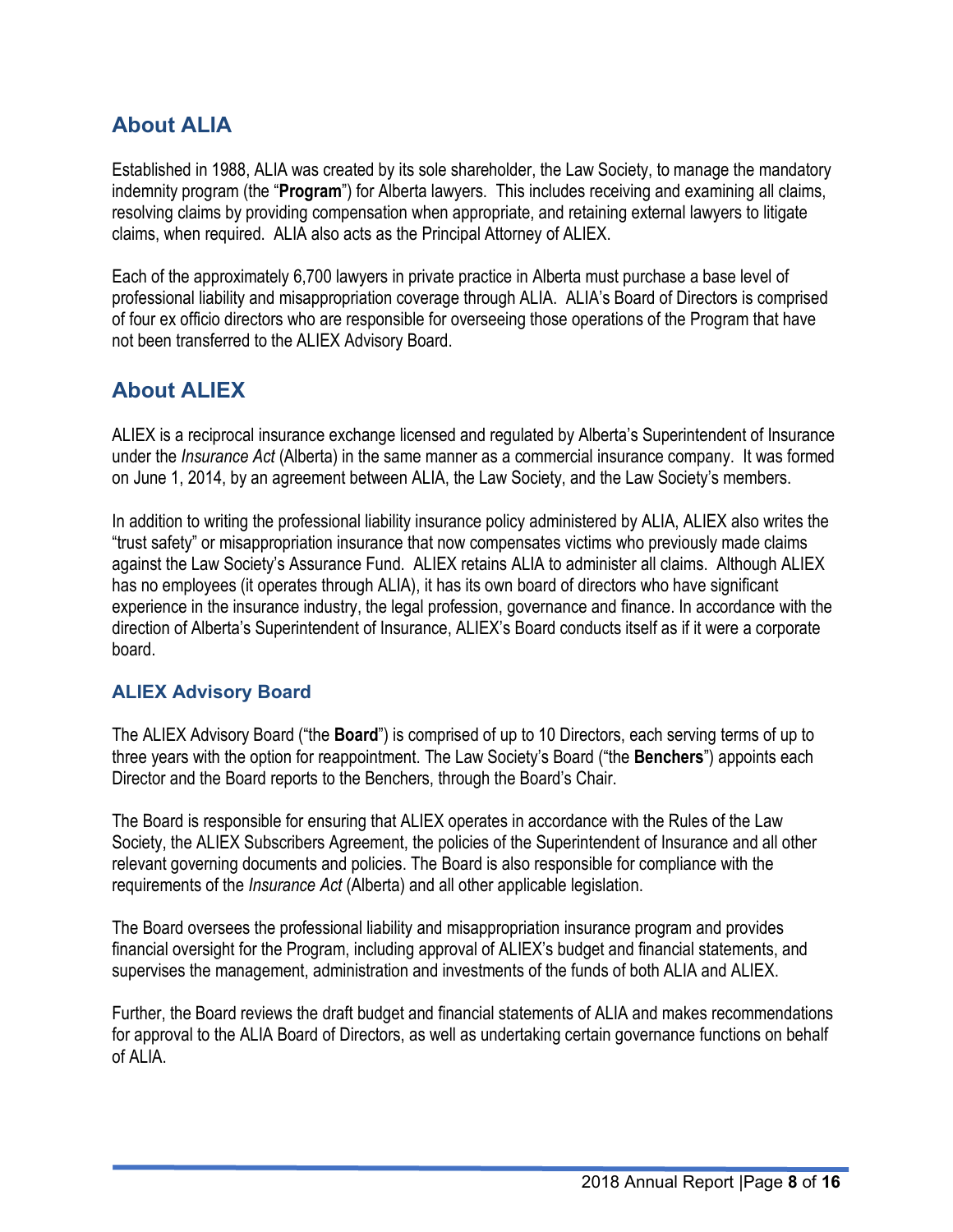## About ALIA

Established in 1988, ALIA was created by its sole shareholder, the Law Society, to manage the mandatory indemnity program (the "**Program**") for Alberta lawyers. This includes receiving and examining all claims, resolving claims by providing compensation when appropriate, and retaining external lawyers to litigate claims, when required. ALIA also acts as the Principal Attorney of ALIEX.

Each of the approximately 6,700 lawyers in private practice in Alberta must purchase a base level of professional liability and misappropriation coverage through ALIA. ALIA's Board of Directors is comprised of four ex officio directors who are responsible for overseeing those operations of the Program that have not been transferred to the ALIEX Advisory Board.

## About ALIEX

ALIEX is a reciprocal insurance exchange licensed and regulated by Alberta's Superintendent of Insurance under the *Insurance Act* (Alberta) in the same manner as a commercial insurance company. It was formed on June 1, 2014, by an agreement between ALIA, the Law Society, and the Law Society's members.

In addition to writing the professional liability insurance policy administered by ALIA, ALIEX also writes the "trust safety" or misappropriation insurance that now compensates victims who previously made claims against the Law Society's Assurance Fund. ALIEX retains ALIA to administer all claims. Although ALIEX has no employees (it operates through ALIA), it has its own board of directors who have significant experience in the insurance industry, the legal profession, governance and finance. In accordance with the direction of Alberta's Superintendent of Insurance, ALIEX's Board conducts itself as if it were a corporate board.

### ALIEX Advisory Board

The ALIEX Advisory Board ("the **Board**") is comprised of up to 10 Directors, each serving terms of up to three years with the option for reappointment. The Law Society's Board ("the **Benchers**") appoints each Director and the Board reports to the Benchers, through the Board's Chair.

The Board is responsible for ensuring that ALIEX operates in accordance with the Rules of the Law Society, the ALIEX Subscribers Agreement, the policies of the Superintendent of Insurance and all other relevant governing documents and policies. The Board is also responsible for compliance with the requirements of the *Insurance Act* (Alberta) and all other applicable legislation.

The Board oversees the professional liability and misappropriation insurance program and provides financial oversight for the Program, including approval of ALIEX's budget and financial statements, and supervises the management, administration and investments of the funds of both ALIA and ALIEX.

Further, the Board reviews the draft budget and financial statements of ALIA and makes recommendations for approval to the ALIA Board of Directors, as well as undertaking certain governance functions on behalf of ALIA.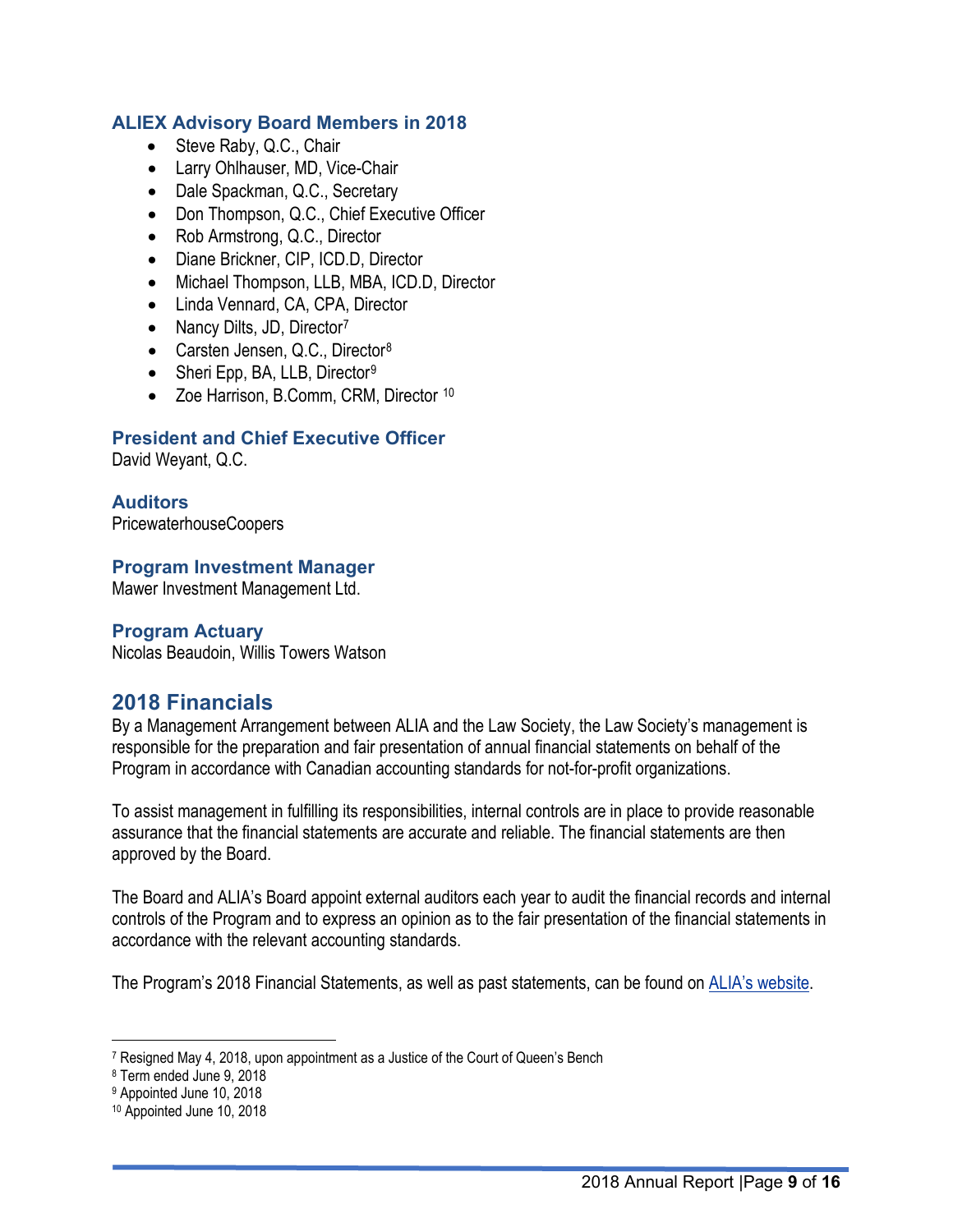### ALIEX Advisory Board Members in 2018

- Steve Raby, Q.C., Chair
- Larry Ohlhauser, MD, Vice-Chair
- Dale Spackman, Q.C., Secretary
- Don Thompson, Q.C., Chief Executive Officer
- Rob Armstrong, Q.C., Director
- Diane Brickner, CIP, ICD.D, Director
- Michael Thompson, LLB, MBA, ICD.D, Director
- Linda Vennard, CA, CPA, Director
- Nancy Dilts, JD, Director[7]
- Carsten Jensen, Q.C., Director[8]
- Sheri Epp, BA, LLB, Director[9]
- Zoe Harrison, B.Comm, CRM, Director [10]

### President and Chief Executive Officer

David Weyant, Q.C.

### Auditors

PricewaterhouseCoopers

### Program Investment Manager

Mawer Investment Management Ltd.

### Program Actuary

Nicolas Beaudoin, Willis Towers Watson

## 2018 Financials

By a Management Arrangement between ALIA and the Law Society, the Law Society's management is responsible for the preparation and fair presentation of annual financial statements on behalf of the Program in accordance with Canadian accounting standards for not-for-profit organizations.

To assist management in fulfilling its responsibilities, internal controls are in place to provide reasonable assurance that the financial statements are accurate and reliable. The financial statements are then approved by the Board.

The Board and ALIA's Board appoint external auditors each year to audit the financial records and internal controls of the Program and to express an opinion as to the fair presentation of the financial statements in accordance with the relevant accounting standards.

The Program's 2018 Financial Statements, as well as past statements, can be found on ALIA's website.

---

[7] Resigned May 4, 2018, upon appointment as a Justice of the Court of Queen's Bench
[8] Term ended June 9, 2018
[9] Appointed June 10, 2018
[10] Appointed June 10, 2018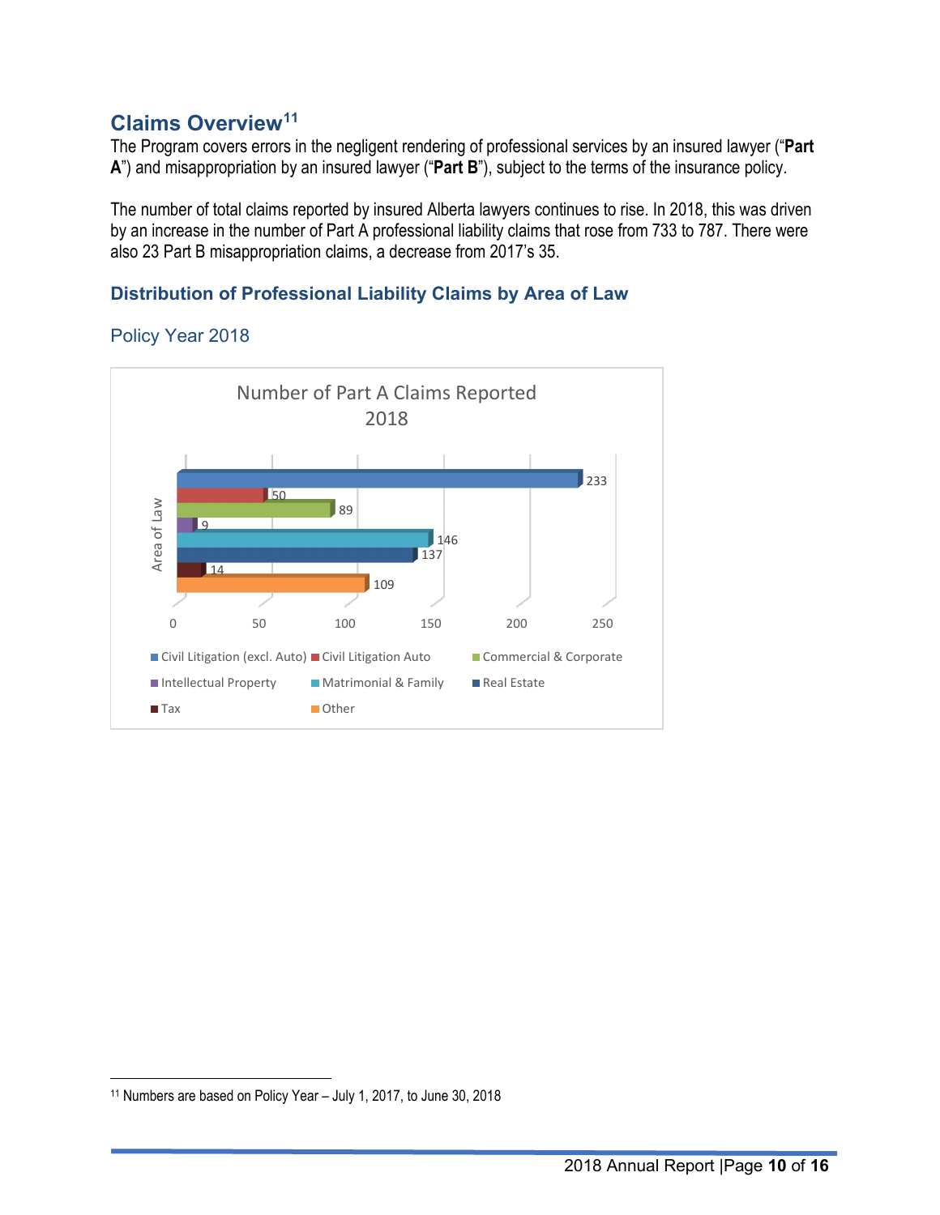## Claims Overview[11]

The Program covers errors in the negligent rendering of professional services by an insured lawyer ("**Part A**") and misappropriation by an insured lawyer ("**Part B**"), subject to the terms of the insurance policy.

The number of total claims reported by insured Alberta lawyers continues to rise. In 2018, this was driven by an increase in the number of Part A professional liability claims that rose from 733 to 787. There were also 23 Part B misappropriation claims, a decrease from 2017's 35.

### Distribution of Professional Liability Claims by Area of Law

#### Policy Year 2018

Number of Part A Claims Reported 2018

| Area of Law | Number of Claims |
|---|---|
| Civil Litigation (excl. Auto) | 233 |
| Civil Litigation Auto | 50 |
| Commercial & Corporate | 89 |
| Intellectual Property | 9 |
| Matrimonial & Family | 146 |
| Real Estate | 137 |
| Tax | 14 |
| Other | 109 |

[11] Numbers are based on Policy Year – July 1, 2017, to June 30, 2018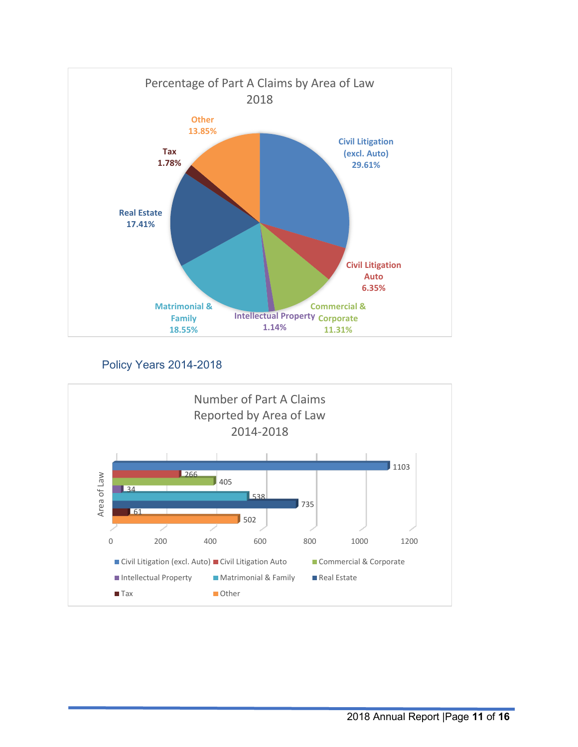**Percentage of Part A Claims by Area of Law 2018**

| Area of Law | Percentage |
|---|---|
| Civil Litigation (excl. Auto) | 29.61% |
| Civil Litigation Auto | 6.35% |
| Commercial & Corporate | 11.31% |
| Intellectual Property | 1.14% |
| Matrimonial & Family | 18.55% |
| Real Estate | 17.41% |
| Tax | 1.78% |
| Other | 13.85% |

## Policy Years 2014-2018

**Number of Part A Claims Reported by Area of Law 2014-2018**

| Area of Law | Number of Claims |
|---|---|
| Civil Litigation (excl. Auto) | 1103 |
| Civil Litigation Auto | 266 |
| Commercial & Corporate | 405 |
| Intellectual Property | 34 |
| Matrimonial & Family | 538 |
| Real Estate | 735 |
| Tax | 61 |
| Other | 502 |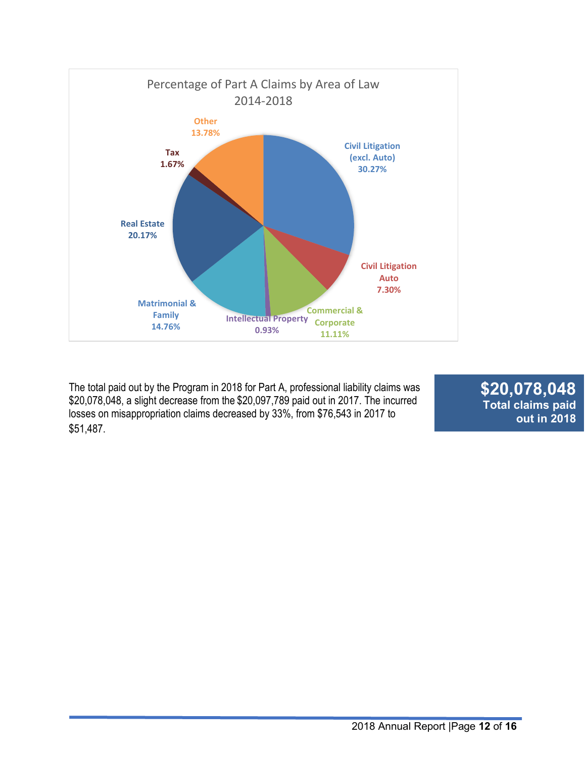Percentage of Part A Claims by Area of Law 2014-2018

| Area of Law | Percentage |
|---|---|
| Civil Litigation (excl. Auto) | 30.27% |
| Civil Litigation Auto | 7.30% |
| Commercial & Corporate | 11.11% |
| Intellectual Property | 0.93% |
| Matrimonial & Family | 14.76% |
| Real Estate | 20.17% |
| Tax | 1.67% |
| Other | 13.78% |

The total paid out by the Program in 2018 for Part A, professional liability claims was $20,078,048, a slight decrease from the $20,097,789 paid out in 2017. The incurred losses on misappropriation claims decreased by 33%, from $76,543 in 2017 to $51,487.

**$20,078,048**
**Total claims paid out in 2018**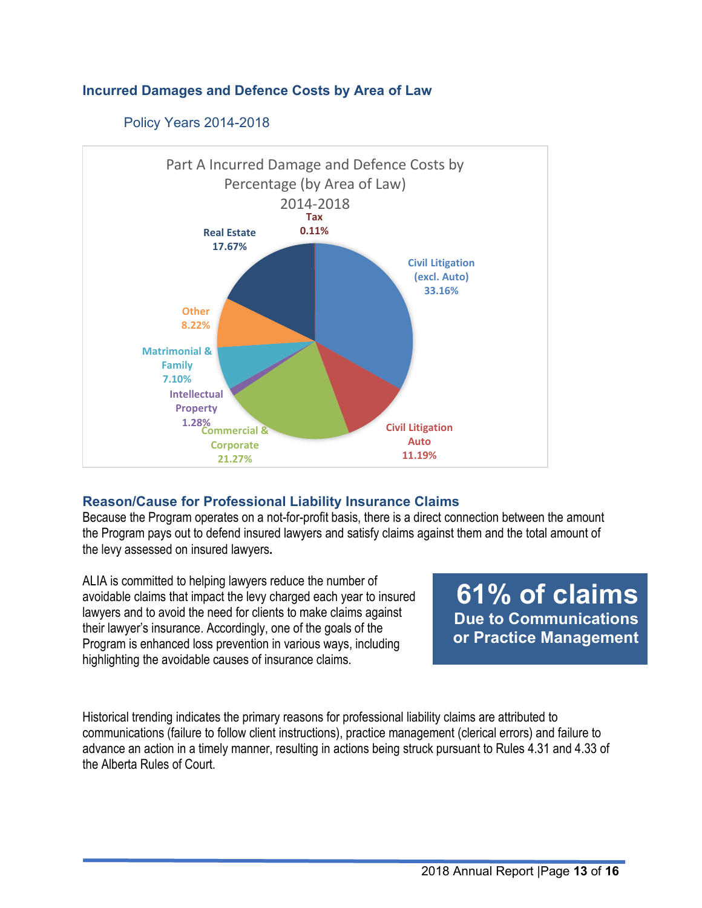## Incurred Damages and Defence Costs by Area of Law

### Policy Years 2014-2018

Part A Incurred Damage and Defence Costs by Percentage (by Area of Law) 2014-2018

| Area of Law | Percentage |
|---|---|
| Civil Litigation (excl. Auto) | 33.16% |
| Civil Litigation Auto | 11.19% |
| Commercial & Corporate | 21.27% |
| Intellectual Property | 1.28% |
| Matrimonial & Family | 7.10% |
| Other | 8.22% |
| Real Estate | 17.67% |
| Tax | 0.11% |

## Reason/Cause for Professional Liability Insurance Claims

Because the Program operates on a not-for-profit basis, there is a direct connection between the amount the Program pays out to defend insured lawyers and satisfy claims against them and the total amount of the levy assessed on insured lawyers.

ALIA is committed to helping lawyers reduce the number of avoidable claims that impact the levy charged each year to insured lawyers and to avoid the need for clients to make claims against their lawyer's insurance. Accordingly, one of the goals of the Program is enhanced loss prevention in various ways, including highlighting the avoidable causes of insurance claims.

**61% of claims**
**Due to Communications or Practice Management**

Historical trending indicates the primary reasons for professional liability claims are attributed to communications (failure to follow client instructions), practice management (clerical errors) and failure to advance an action in a timely manner, resulting in actions being struck pursuant to Rules 4.31 and 4.33 of the Alberta Rules of Court.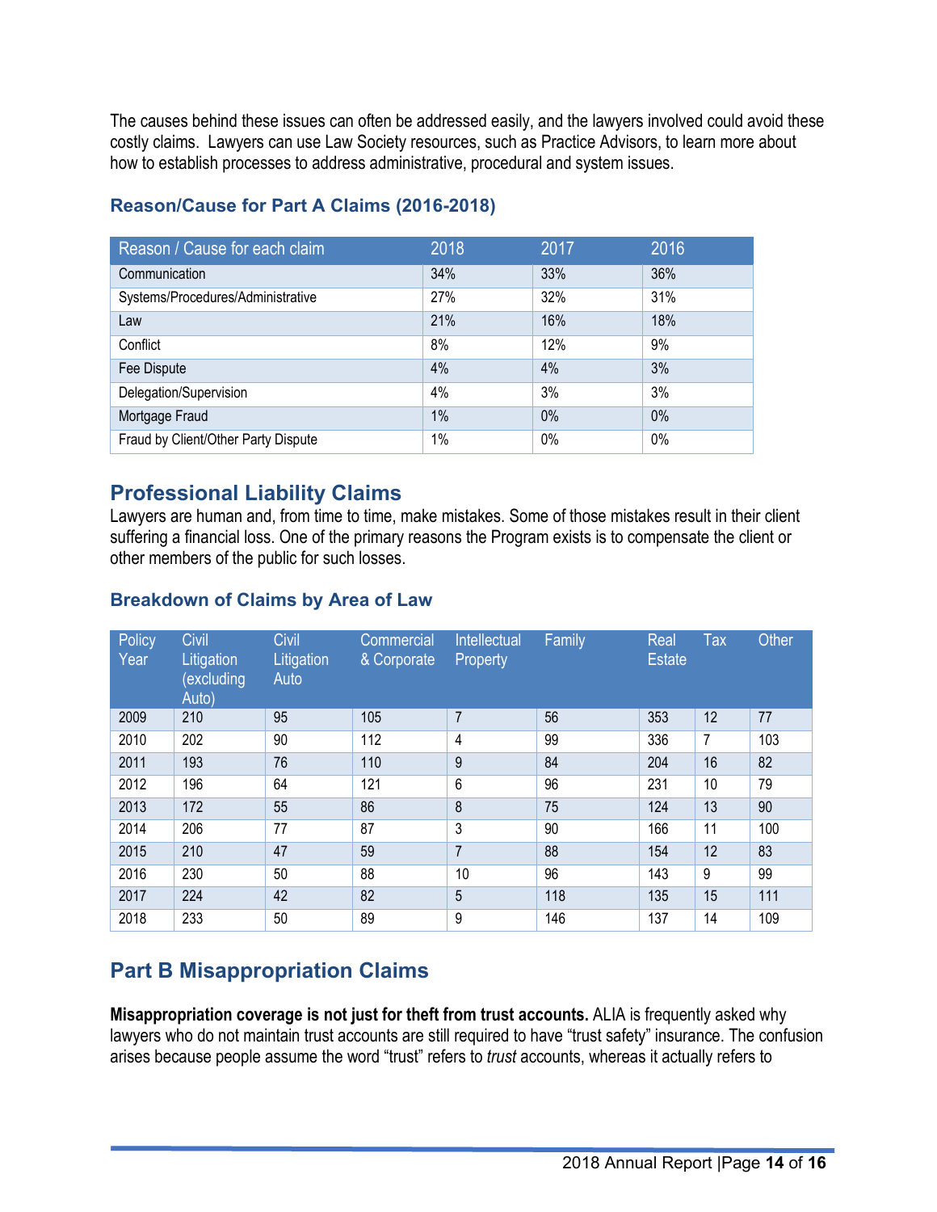The causes behind these issues can often be addressed easily, and the lawyers involved could avoid these costly claims. Lawyers can use Law Society resources, such as Practice Advisors, to learn more about how to establish processes to address administrative, procedural and system issues.

### Reason/Cause for Part A Claims (2016-2018)

| Reason / Cause for each claim | 2018 | 2017 | 2016 |
|---|---|---|---|
| Communication | 34% | 33% | 36% |
| Systems/Procedures/Administrative | 27% | 32% | 31% |
| Law | 21% | 16% | 18% |
| Conflict | 8% | 12% | 9% |
| Fee Dispute | 4% | 4% | 3% |
| Delegation/Supervision | 4% | 3% | 3% |
| Mortgage Fraud | 1% | 0% | 0% |
| Fraud by Client/Other Party Dispute | 1% | 0% | 0% |

## Professional Liability Claims

Lawyers are human and, from time to time, make mistakes. Some of those mistakes result in their client suffering a financial loss. One of the primary reasons the Program exists is to compensate the client or other members of the public for such losses.

### Breakdown of Claims by Area of Law

| Policy Year | Civil Litigation (excluding Auto) | Civil Litigation Auto | Commercial & Corporate | Intellectual Property | Family | Real Estate | Tax | Other |
|---|---|---|---|---|---|---|---|---|
| 2009 | 210 | 95 | 105 | 7 | 56 | 353 | 12 | 77 |
| 2010 | 202 | 90 | 112 | 4 | 99 | 336 | 7 | 103 |
| 2011 | 193 | 76 | 110 | 9 | 84 | 204 | 16 | 82 |
| 2012 | 196 | 64 | 121 | 6 | 96 | 231 | 10 | 79 |
| 2013 | 172 | 55 | 86 | 8 | 75 | 124 | 13 | 90 |
| 2014 | 206 | 77 | 87 | 3 | 90 | 166 | 11 | 100 |
| 2015 | 210 | 47 | 59 | 7 | 88 | 154 | 12 | 83 |
| 2016 | 230 | 50 | 88 | 10 | 96 | 143 | 9 | 99 |
| 2017 | 224 | 42 | 82 | 5 | 118 | 135 | 15 | 111 |
| 2018 | 233 | 50 | 89 | 9 | 146 | 137 | 14 | 109 |

## Part B Misappropriation Claims

**Misappropriation coverage is not just for theft from trust accounts.** ALIA is frequently asked why lawyers who do not maintain trust accounts are still required to have "trust safety" insurance. The confusion arises because people assume the word "trust" refers to *trust* accounts, whereas it actually refers to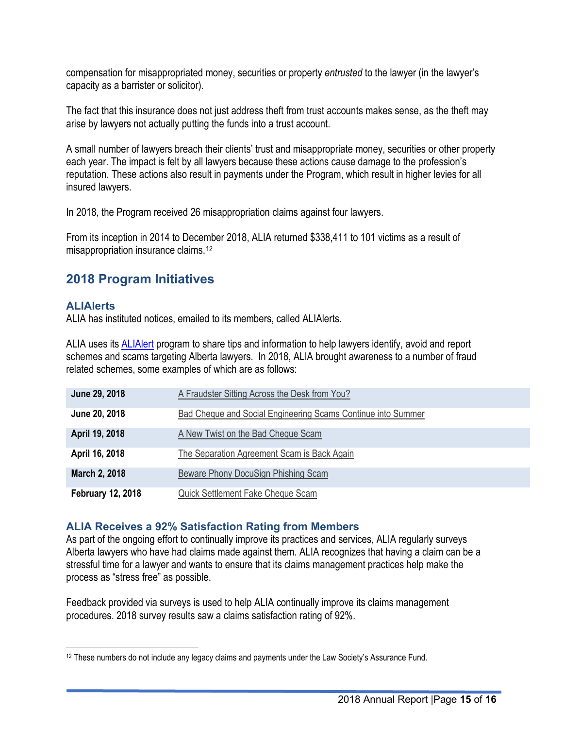compensation for misappropriated money, securities or property *entrusted* to the lawyer (in the lawyer's capacity as a barrister or solicitor).

The fact that this insurance does not just address theft from trust accounts makes sense, as the theft may arise by lawyers not actually putting the funds into a trust account.

A small number of lawyers breach their clients' trust and misappropriate money, securities or other property each year. The impact is felt by all lawyers because these actions cause damage to the profession's reputation. These actions also result in payments under the Program, which result in higher levies for all insured lawyers.

In 2018, the Program received 26 misappropriation claims against four lawyers.

From its inception in 2014 to December 2018, ALIA returned $338,411 to 101 victims as a result of misappropriation insurance claims.[12]

## 2018 Program Initiatives

### ALIAlerts

ALIA has instituted notices, emailed to its members, called ALIAlerts.

ALIA uses its ALIAlert program to share tips and information to help lawyers identify, avoid and report schemes and scams targeting Alberta lawyers. In 2018, ALIA brought awareness to a number of fraud related schemes, some examples of which are as follows:

| | |
|---|---|
| **June 29, 2018** | A Fraudster Sitting Across the Desk from You? |
| **June 20, 2018** | Bad Cheque and Social Engineering Scams Continue into Summer |
| **April 19, 2018** | A New Twist on the Bad Cheque Scam |
| **April 16, 2018** | The Separation Agreement Scam is Back Again |
| **March 2, 2018** | Beware Phony DocuSign Phishing Scam |
| **February 12, 2018** | Quick Settlement Fake Cheque Scam |

### ALIA Receives a 92% Satisfaction Rating from Members

As part of the ongoing effort to continually improve its practices and services, ALIA regularly surveys Alberta lawyers who have had claims made against them. ALIA recognizes that having a claim can be a stressful time for a lawyer and wants to ensure that its claims management practices help make the process as "stress free" as possible.

Feedback provided via surveys is used to help ALIA continually improve its claims management procedures. 2018 survey results saw a claims satisfaction rating of 92%.

---

[12] These numbers do not include any legacy claims and payments under the Law Society's Assurance Fund.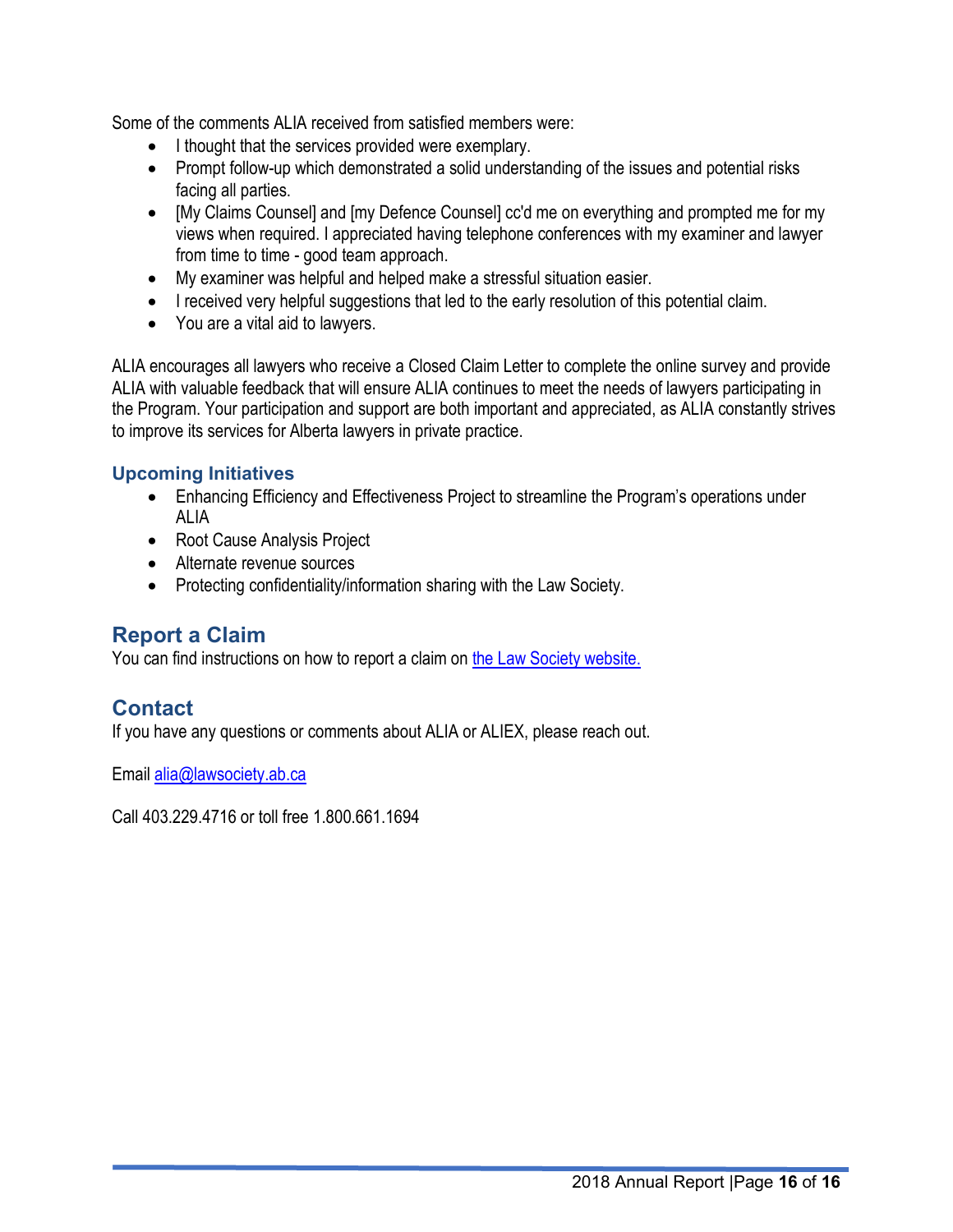Some of the comments ALIA received from satisfied members were:

- I thought that the services provided were exemplary.
- Prompt follow-up which demonstrated a solid understanding of the issues and potential risks facing all parties.
- [My Claims Counsel] and [my Defence Counsel] cc'd me on everything and prompted me for my views when required. I appreciated having telephone conferences with my examiner and lawyer from time to time - good team approach.
- My examiner was helpful and helped make a stressful situation easier.
- I received very helpful suggestions that led to the early resolution of this potential claim.
- You are a vital aid to lawyers.

ALIA encourages all lawyers who receive a Closed Claim Letter to complete the online survey and provide ALIA with valuable feedback that will ensure ALIA continues to meet the needs of lawyers participating in the Program. Your participation and support are both important and appreciated, as ALIA constantly strives to improve its services for Alberta lawyers in private practice.

### Upcoming Initiatives

- Enhancing Efficiency and Effectiveness Project to streamline the Program's operations under ALIA
- Root Cause Analysis Project
- Alternate revenue sources
- Protecting confidentiality/information sharing with the Law Society.

## Report a Claim

You can find instructions on how to report a claim on [the Law Society website.]()

## Contact

If you have any questions or comments about ALIA or ALIEX, please reach out.

Email [alia@lawsociety.ab.ca](mailto:alia@lawsociety.ab.ca)

Call 403.229.4716 or toll free 1.800.661.1694